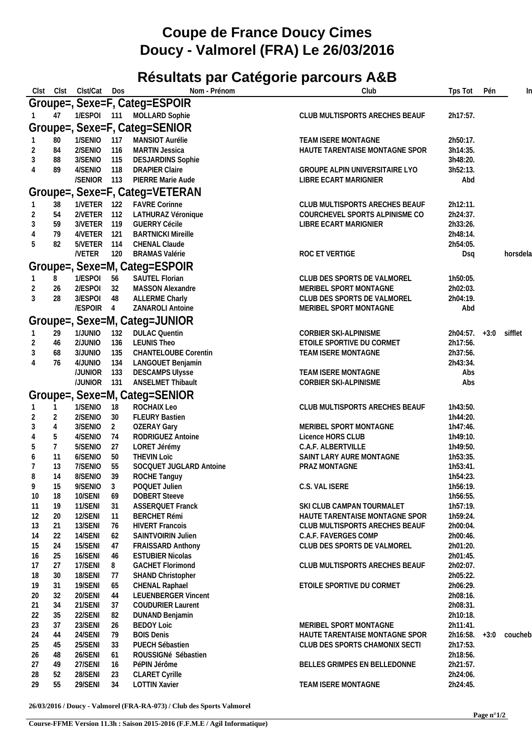# Coupe de France Doucy Cimes

# Doucy - Valmorel (FRA) Le 26/03/2016

## Résultats par Catégorie parcours A&B

| Clst | Clst | Clst/Cat | Dos | Nom - Prénom | Club | Tps Tot | Pén | In |
|---|---|---|---|---|---|---|---|---|
| **Groupe=, Sexe=F, Categ=ESPOIR** | | | | | | | | |
| 1 | 47 | 1/ESPOI | 111 | MOLLARD Sophie | CLUB MULTISPORTS ARECHES BEAUF | 2h17:57. | | |
| **Groupe=, Sexe=F, Categ=SENIOR** | | | | | | | | |
| 1 | 80 | 1/SENIO | 117 | MANSIOT Aurélie | TEAM ISERE MONTAGNE | 2h50:17. | | |
| 2 | 84 | 2/SENIO | 116 | MARTIN Jessica | HAUTE TARENTAISE MONTAGNE SPOR | 3h14:35. | | |
| 3 | 88 | 3/SENIO | 115 | DESJARDINS Sophie | | 3h48:20. | | |
| 4 | 89 | 4/SENIO | 118 | DRAPIER Claire | GROUPE ALPIN UNIVERSITAIRE LYO | 3h52:13. | | |
| | | /SENIOR | 113 | PIERRE Marie Aude | LIBRE ECART MARIGNIER | Abd | | |
| **Groupe=, Sexe=F, Categ=VETERAN** | | | | | | | | |
| 1 | 38 | 1/VETER | 122 | FAVRE Corinne | CLUB MULTISPORTS ARECHES BEAUF | 2h12:11. | | |
| 2 | 54 | 2/VETER | 112 | LATHURAZ Véronique | COURCHEVEL SPORTS ALPINISME CO | 2h24:37. | | |
| 3 | 59 | 3/VETER | 119 | GUERRY Cécile | LIBRE ECART MARIGNIER | 2h33:26. | | |
| 4 | 79 | 4/VETER | 121 | BARTNICKI Mireille | | 2h48:14. | | |
| 5 | 82 | 5/VETER | 114 | CHENAL Claude | | 2h54:05. | | |
| | | /VETER | 120 | BRAMAS Valérie | ROC ET VERTIGE | Dsq | | horsdela |
| **Groupe=, Sexe=M, Categ=ESPOIR** | | | | | | | | |
| 1 | 8 | 1/ESPOI | 56 | SAUTEL Florian | CLUB DES SPORTS DE VALMOREL | 1h50:05. | | |
| 2 | 26 | 2/ESPOI | 32 | MASSON Alexandre | MERIBEL SPORT MONTAGNE | 2h02:03. | | |
| 3 | 28 | 3/ESPOI | 48 | ALLERME Charly | CLUB DES SPORTS DE VALMOREL | 2h04:19. | | |
| | | /ESPOIR | 4 | ZANAROLI Antoine | MERIBEL SPORT MONTAGNE | Abd | | |
| **Groupe=, Sexe=M, Categ=JUNIOR** | | | | | | | | |
| 1 | 29 | 1/JUNIO | 132 | DULAC Quentin | CORBIER SKI-ALPINISME | 2h04:57. | +3:0 | sifflet |
| 2 | 46 | 2/JUNIO | 136 | LEUNIS Theo | ETOILE SPORTIVE DU CORMET | 2h17:56. | | |
| 3 | 68 | 3/JUNIO | 135 | CHANTELOUBE Corentin | TEAM ISERE MONTAGNE | 2h37:56. | | |
| 4 | 76 | 4/JUNIO | 134 | LANGOUET Benjamin | | 2h43:34. | | |
| | | /JUNIOR | 133 | DESCAMPS Ulysse | TEAM ISERE MONTAGNE | Abs | | |
| | | /JUNIOR | 131 | ANSELMET Thibault | CORBIER SKI-ALPINISME | Abs | | |
| **Groupe=, Sexe=M, Categ=SENIOR** | | | | | | | | |
| 1 | 1 | 1/SENIO | 18 | ROCHAIX Leo | CLUB MULTISPORTS ARECHES BEAUF | 1h43:50. | | |
| 2 | 2 | 2/SENIO | 30 | FLEURY Bastien | | 1h44:20. | | |
| 3 | 4 | 3/SENIO | 2 | OZERAY Gary | MERIBEL SPORT MONTAGNE | 1h47:46. | | |
| 4 | 5 | 4/SENIO | 74 | RODRIGUEZ Antoine | Licence HORS CLUB | 1h49:10. | | |
| 5 | 7 | 5/SENIO | 27 | LORET Jérémy | C.A.F. ALBERTVILLE | 1h49:50. | | |
| 6 | 11 | 6/SENIO | 50 | THEVIN Loïc | SAINT LARY AURE MONTAGNE | 1h53:35. | | |
| 7 | 13 | 7/SENIO | 55 | SOCQUET JUGLARD Antoine | PRAZ MONTAGNE | 1h53:41. | | |
| 8 | 14 | 8/SENIO | 39 | ROCHE Tanguy | | 1h54:23. | | |
| 9 | 15 | 9/SENIO | 3 | POQUET Julien | C.S. VAL ISERE | 1h56:19. | | |
| 10 | 18 | 10/SENI | 69 | DOBERT Steeve | | 1h56:55. | | |
| 11 | 19 | 11/SENI | 31 | ASSERQUET Franck | SKI CLUB CAMPAN TOURMALET | 1h57:19. | | |
| 12 | 20 | 12/SENI | 11 | BERCHET Rémi | HAUTE TARENTAISE MONTAGNE SPOR | 1h59:24. | | |
| 13 | 21 | 13/SENI | 76 | HIVERT Francois | CLUB MULTISPORTS ARECHES BEAUF | 2h00:04. | | |
| 14 | 22 | 14/SENI | 62 | SAINTVOIRIN Julien | C.A.F. FAVERGES COMP | 2h00:46. | | |
| 15 | 24 | 15/SENI | 47 | FRAISSARD Anthony | CLUB DES SPORTS DE VALMOREL | 2h01:20. | | |
| 16 | 25 | 16/SENI | 46 | ESTUBIER Nicolas | | 2h01:45. | | |
| 17 | 27 | 17/SENI | 8 | GACHET Florimond | CLUB MULTISPORTS ARECHES BEAUF | 2h02:07. | | |
| 18 | 30 | 18/SENI | 77 | SHAND Christopher | | 2h05:22. | | |
| 19 | 31 | 19/SENI | 65 | CHENAL Raphael | ETOILE SPORTIVE DU CORMET | 2h06:29. | | |
| 20 | 32 | 20/SENI | 44 | LEUENBERGER Vincent | | 2h08:16. | | |
| 21 | 34 | 21/SENI | 37 | COUDURIER Laurent | | 2h08:31. | | |
| 22 | 35 | 22/SENI | 82 | DUNAND Benjamin | | 2h10:18. | | |
| 23 | 37 | 23/SENI | 26 | BEDOY Loic | MERIBEL SPORT MONTAGNE | 2h11:41. | | |
| 24 | 44 | 24/SENI | 79 | BOIS Denis | HAUTE TARENTAISE MONTAGNE SPOR | 2h16:58. | +3:0 | coucheb |
| 25 | 45 | 25/SENI | 33 | PUECH Sébastien | CLUB DES SPORTS CHAMONIX SECTI | 2h17:53. | | |
| 26 | 48 | 26/SENI | 61 | ROUSSIGNé Sébastien | | 2h18:56. | | |
| 27 | 49 | 27/SENI | 16 | PéPIN Jérôme | BELLES GRIMPES EN BELLEDONNE | 2h21:57. | | |
| 28 | 52 | 28/SENI | 23 | CLARET Cyrille | | 2h24:06. | | |
| 29 | 55 | 29/SENI | 34 | LOTTIN Xavier | TEAM ISERE MONTAGNE | 2h24:45. | | |

**26/03/2016 / Doucy - Valmorel (FRA-RA-073) / Club des Sports Valmorel**

**Course-FFME Version 11.3h : Saison 2015-2016 (F.F.M.E / Agil Informatique)**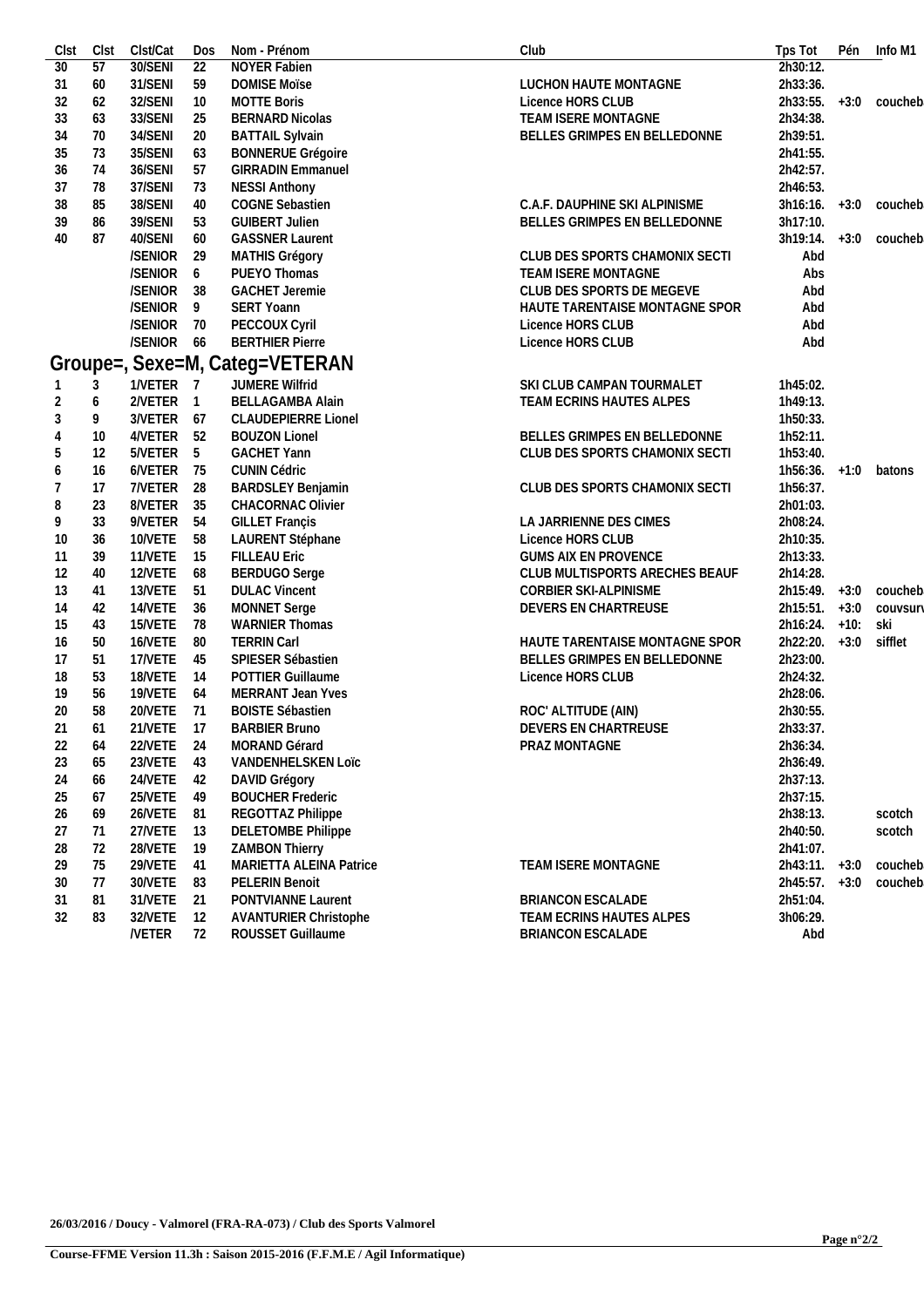| Clst | Clst | Clst/Cat | Dos | Nom - Prénom | Club | Tps Tot | Pén | Info M1 |
|---|---|---|---|---|---|---|---|---|
| 30 | 57 | 30/SENI | 22 | NOYER Fabien | | 2h30:12. | | |
| 31 | 60 | 31/SENI | 59 | DOMISE Moïse | LUCHON HAUTE MONTAGNE | 2h33:36. | | |
| 32 | 62 | 32/SENI | 10 | MOTTE Boris | Licence HORS CLUB | 2h33:55. | +3:0 | coucheb |
| 33 | 63 | 33/SENI | 25 | BERNARD Nicolas | TEAM ISERE MONTAGNE | 2h34:38. | | |
| 34 | 70 | 34/SENI | 20 | BATTAIL Sylvain | BELLES GRIMPES EN BELLEDONNE | 2h39:51. | | |
| 35 | 73 | 35/SENI | 63 | BONNERUE Grégoire | | 2h41:55. | | |
| 36 | 74 | 36/SENI | 57 | GIRRADIN Emmanuel | | 2h42:57. | | |
| 37 | 78 | 37/SENI | 73 | NESSI Anthony | | 2h46:53. | | |
| 38 | 85 | 38/SENI | 40 | COGNE Sebastien | C.A.F. DAUPHINE SKI ALPINISME | 3h16:16. | +3:0 | coucheb |
| 39 | 86 | 39/SENI | 53 | GUIBERT Julien | BELLES GRIMPES EN BELLEDONNE | 3h17:10. | | |
| 40 | 87 | 40/SENI | 60 | GASSNER Laurent | | 3h19:14. | +3:0 | coucheb |
| | | /SENIOR | 29 | MATHIS Grégory | CLUB DES SPORTS CHAMONIX SECTI | Abd | | |
| | | /SENIOR | 6 | PUEYO Thomas | TEAM ISERE MONTAGNE | Abs | | |
| | | /SENIOR | 38 | GACHET Jeremie | CLUB DES SPORTS DE MEGEVE | Abd | | |
| | | /SENIOR | 9 | SERT Yoann | HAUTE TARENTAISE MONTAGNE SPOR | Abd | | |
| | | /SENIOR | 70 | PECCOUX Cyril | Licence HORS CLUB | Abd | | |
| | | /SENIOR | 66 | BERTHIER Pierre | Licence HORS CLUB | Abd | | |

## Groupe=, Sexe=M, Categ=VETERAN

| Clst | Clst | Clst/Cat | Dos | Nom - Prénom | Club | Tps Tot | Pén | Info M1 |
|---|---|---|---|---|---|---|---|---|
| 1 | 3 | 1/VETER | 7 | JUMERE Wilfrid | SKI CLUB CAMPAN TOURMALET | 1h45:02. | | |
| 2 | 6 | 2/VETER | 1 | BELLAGAMBA Alain | TEAM ECRINS HAUTES ALPES | 1h49:13. | | |
| 3 | 9 | 3/VETER | 67 | CLAUDEPIERRE Lionel | | 1h50:33. | | |
| 4 | 10 | 4/VETER | 52 | BOUZON Lionel | BELLES GRIMPES EN BELLEDONNE | 1h52:11. | | |
| 5 | 12 | 5/VETER | 5 | GACHET Yann | CLUB DES SPORTS CHAMONIX SECTI | 1h53:40. | | |
| 6 | 16 | 6/VETER | 75 | CUNIN Cédric | | 1h56:36. | +1:0 | batons |
| 7 | 17 | 7/VETER | 28 | BARDSLEY Benjamin | CLUB DES SPORTS CHAMONIX SECTI | 1h56:37. | | |
| 8 | 23 | 8/VETER | 35 | CHACORNAC Olivier | | 2h01:03. | | |
| 9 | 33 | 9/VETER | 54 | GILLET Françis | LA JARRIENNE DES CIMES | 2h08:24. | | |
| 10 | 36 | 10/VETE | 58 | LAURENT Stéphane | Licence HORS CLUB | 2h10:35. | | |
| 11 | 39 | 11/VETE | 15 | FILLEAU Eric | GUMS AIX EN PROVENCE | 2h13:33. | | |
| 12 | 40 | 12/VETE | 68 | BERDUGO Serge | CLUB MULTISPORTS ARECHES BEAUF | 2h14:28. | | |
| 13 | 41 | 13/VETE | 51 | DULAC Vincent | CORBIER SKI-ALPINISME | 2h15:49. | +3:0 | coucheb |
| 14 | 42 | 14/VETE | 36 | MONNET Serge | DEVERS EN CHARTREUSE | 2h15:51. | +3:0 | couvsurv |
| 15 | 43 | 15/VETE | 78 | WARNIER Thomas | | 2h16:24. | +10: | ski |
| 16 | 50 | 16/VETE | 80 | TERRIN Carl | HAUTE TARENTAISE MONTAGNE SPOR | 2h22:20. | +3:0 | sifflet |
| 17 | 51 | 17/VETE | 45 | SPIESER Sébastien | BELLES GRIMPES EN BELLEDONNE | 2h23:00. | | |
| 18 | 53 | 18/VETE | 14 | POTTIER Guillaume | Licence HORS CLUB | 2h24:32. | | |
| 19 | 56 | 19/VETE | 64 | MERRANT Jean Yves | | 2h28:06. | | |
| 20 | 58 | 20/VETE | 71 | BOISTE Sébastien | ROC' ALTITUDE (AIN) | 2h30:55. | | |
| 21 | 61 | 21/VETE | 17 | BARBIER Bruno | DEVERS EN CHARTREUSE | 2h33:37. | | |
| 22 | 64 | 22/VETE | 24 | MORAND Gérard | PRAZ MONTAGNE | 2h36:34. | | |
| 23 | 65 | 23/VETE | 43 | VANDENHELSKEN Loïc | | 2h36:49. | | |
| 24 | 66 | 24/VETE | 42 | DAVID Grégory | | 2h37:13. | | |
| 25 | 67 | 25/VETE | 49 | BOUCHER Frederic | | 2h37:15. | | |
| 26 | 69 | 26/VETE | 81 | REGOTTAZ Philippe | | 2h38:13. | | scotch |
| 27 | 71 | 27/VETE | 13 | DELETOMBE Philippe | | 2h40:50. | | scotch |
| 28 | 72 | 28/VETE | 19 | ZAMBON Thierry | | 2h41:07. | | |
| 29 | 75 | 29/VETE | 41 | MARIETTA ALEINA Patrice | TEAM ISERE MONTAGNE | 2h43:11. | +3:0 | coucheb |
| 30 | 77 | 30/VETE | 83 | PELERIN Benoit | | 2h45:57. | +3:0 | coucheb |
| 31 | 81 | 31/VETE | 21 | PONTVIANNE Laurent | BRIANCON ESCALADE | 2h51:04. | | |
| 32 | 83 | 32/VETE | 12 | AVANTURIER Christophe | TEAM ECRINS HAUTES ALPES | 3h06:29. | | |
| | | /VETER | 72 | ROUSSET Guillaume | BRIANCON ESCALADE | Abd | | |

**26/03/2016 / Doucy - Valmorel (FRA-RA-073) / Club des Sports Valmorel**

**Course-FFME Version 11.3h : Saison 2015-2016 (F.F.M.E / Agil Informatique)**